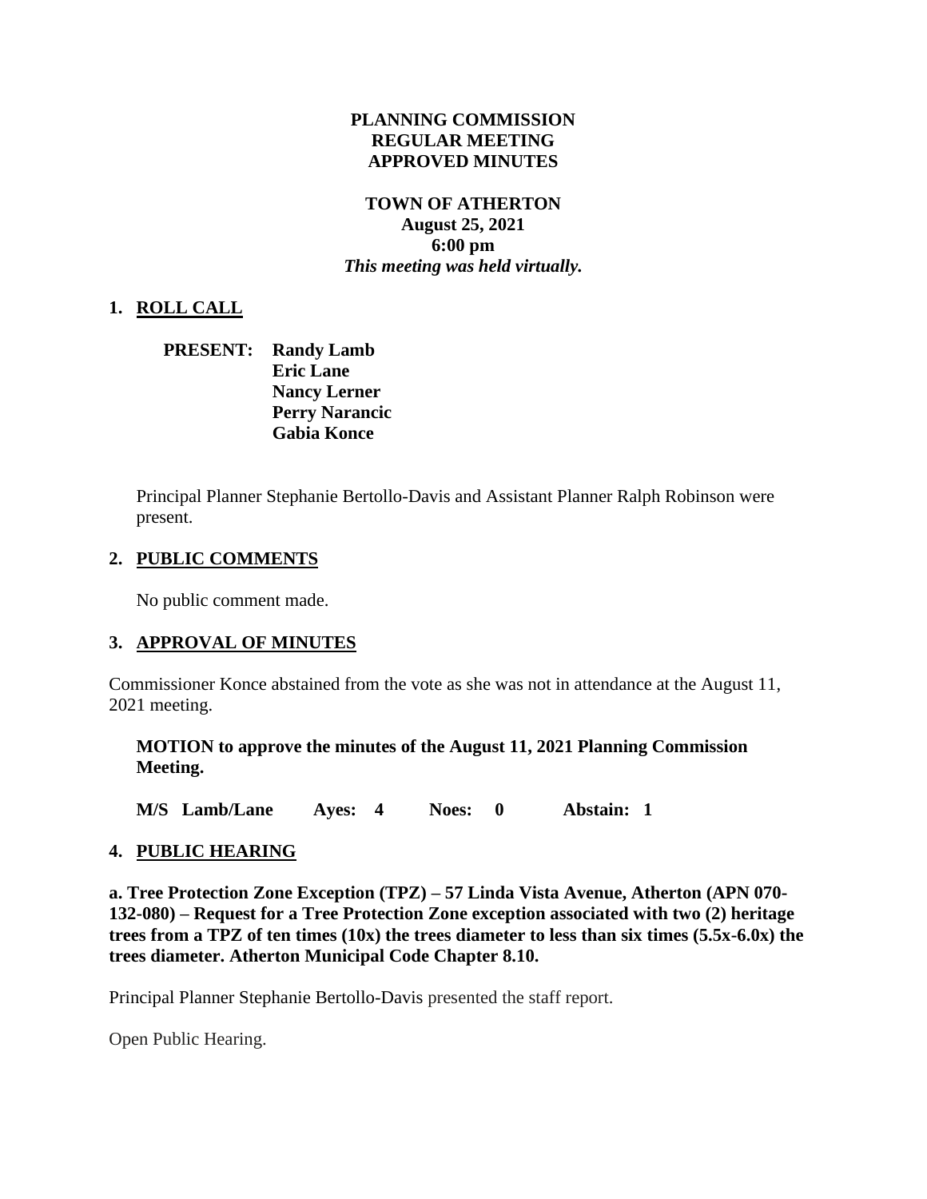**PLANNING COMMISSION**
**REGULAR MEETING**
**APPROVED MINUTES**

**TOWN OF ATHERTON**
**August 25, 2021**
**6:00 pm**
***This meeting was held virtually.***

## 1. ROLL CALL

**PRESENT:** **Randy Lamb**
**Eric Lane**
**Nancy Lerner**
**Perry Narancic**
**Gabia Konce**

Principal Planner Stephanie Bertollo-Davis and Assistant Planner Ralph Robinson were present.

## 2. PUBLIC COMMENTS

No public comment made.

## 3. APPROVAL OF MINUTES

Commissioner Konce abstained from the vote as she was not in attendance at the August 11, 2021 meeting.

**MOTION to approve the minutes of the August 11, 2021 Planning Commission Meeting.**

**M/S Lamb/Lane Ayes: 4 Noes: 0 Abstain: 1**

## 4. PUBLIC HEARING

**a. Tree Protection Zone Exception (TPZ) – 57 Linda Vista Avenue, Atherton (APN 070-132-080) – Request for a Tree Protection Zone exception associated with two (2) heritage trees from a TPZ of ten times (10x) the trees diameter to less than six times (5.5x-6.0x) the trees diameter. Atherton Municipal Code Chapter 8.10.**

Principal Planner Stephanie Bertollo-Davis presented the staff report.

Open Public Hearing.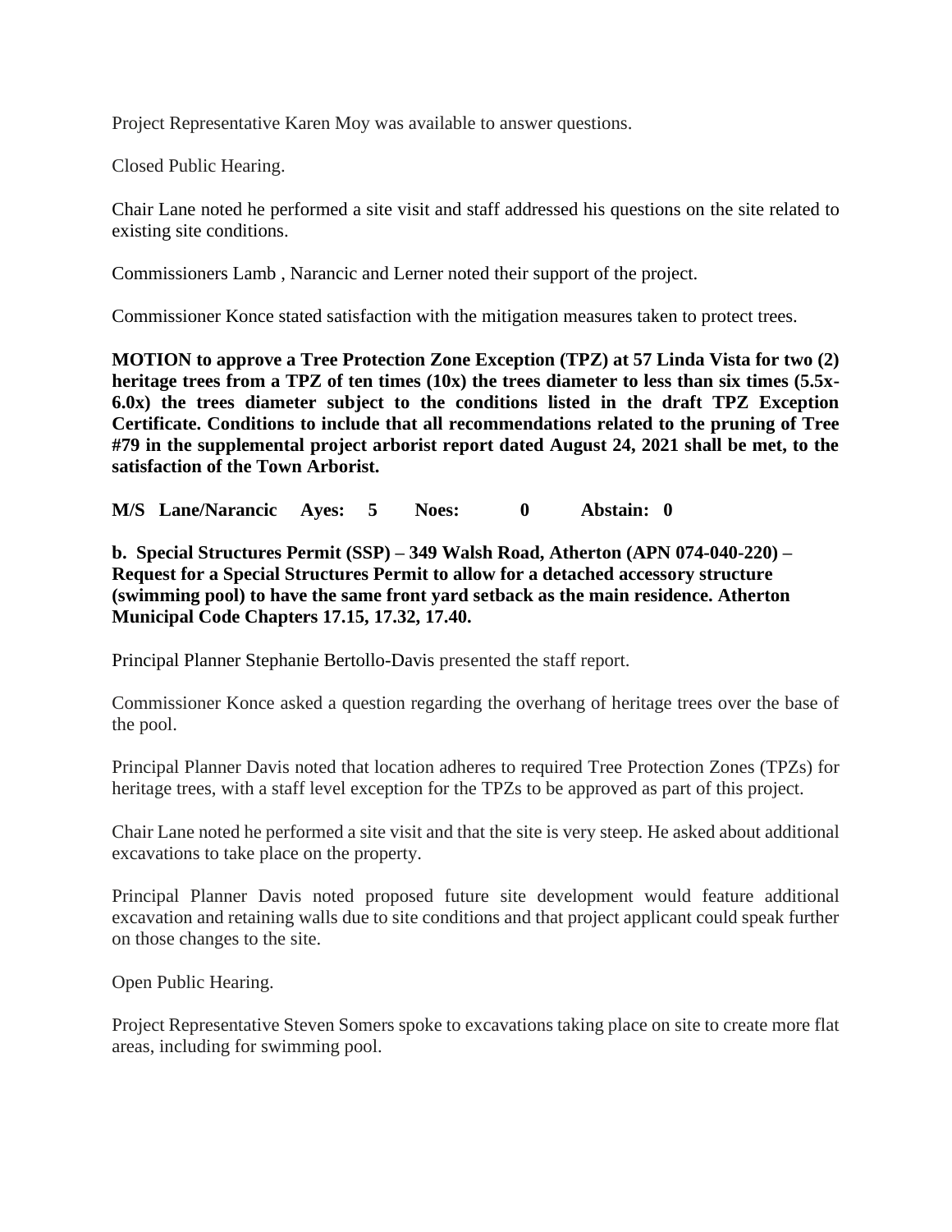Project Representative Karen Moy was available to answer questions.

Closed Public Hearing.

Chair Lane noted he performed a site visit and staff addressed his questions on the site related to existing site conditions.

Commissioners Lamb , Narancic and Lerner noted their support of the project.

Commissioner Konce stated satisfaction with the mitigation measures taken to protect trees.

**MOTION to approve a Tree Protection Zone Exception (TPZ) at 57 Linda Vista for two (2) heritage trees from a TPZ of ten times (10x) the trees diameter to less than six times (5.5x-6.0x) the trees diameter subject to the conditions listed in the draft TPZ Exception Certificate. Conditions to include that all recommendations related to the pruning of Tree #79 in the supplemental project arborist report dated August 24, 2021 shall be met, to the satisfaction of the Town Arborist.**

**M/S Lane/Narancic Ayes: 5 Noes: 0 Abstain: 0**

**b. Special Structures Permit (SSP) – 349 Walsh Road, Atherton (APN 074-040-220) – Request for a Special Structures Permit to allow for a detached accessory structure (swimming pool) to have the same front yard setback as the main residence. Atherton Municipal Code Chapters 17.15, 17.32, 17.40.**

Principal Planner Stephanie Bertollo-Davis presented the staff report.

Commissioner Konce asked a question regarding the overhang of heritage trees over the base of the pool.

Principal Planner Davis noted that location adheres to required Tree Protection Zones (TPZs) for heritage trees, with a staff level exception for the TPZs to be approved as part of this project.

Chair Lane noted he performed a site visit and that the site is very steep. He asked about additional excavations to take place on the property.

Principal Planner Davis noted proposed future site development would feature additional excavation and retaining walls due to site conditions and that project applicant could speak further on those changes to the site.

Open Public Hearing.

Project Representative Steven Somers spoke to excavations taking place on site to create more flat areas, including for swimming pool.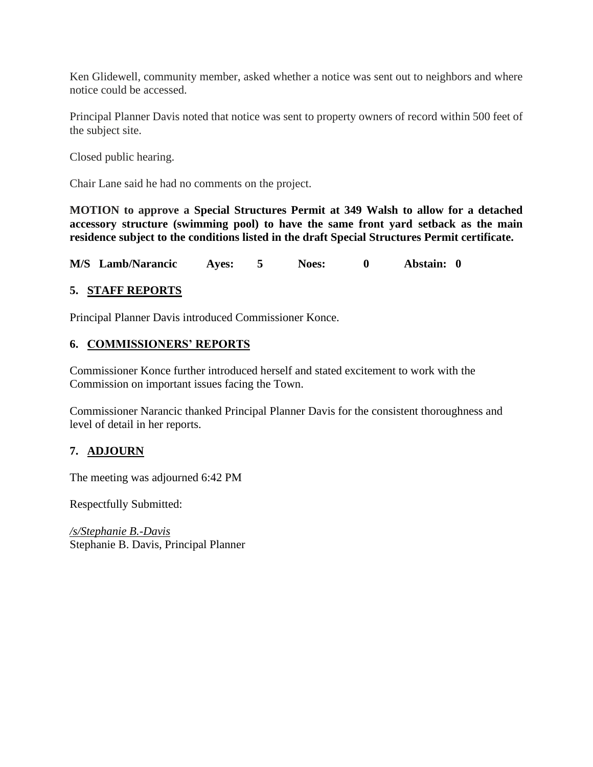Ken Glidewell, community member, asked whether a notice was sent out to neighbors and where notice could be accessed.

Principal Planner Davis noted that notice was sent to property owners of record within 500 feet of the subject site.

Closed public hearing.

Chair Lane said he had no comments on the project.

**MOTION to approve a Special Structures Permit at 349 Walsh to allow for a detached accessory structure (swimming pool) to have the same front yard setback as the main residence subject to the conditions listed in the draft Special Structures Permit certificate.**

**M/S Lamb/Narancic Ayes: 5 Noes: 0 Abstain: 0**

## 5. STAFF REPORTS

Principal Planner Davis introduced Commissioner Konce.

## 6. COMMISSIONERS' REPORTS

Commissioner Konce further introduced herself and stated excitement to work with the Commission on important issues facing the Town.

Commissioner Narancic thanked Principal Planner Davis for the consistent thoroughness and level of detail in her reports.

## 7. ADJOURN

The meeting was adjourned 6:42 PM

Respectfully Submitted:

*/s/Stephanie B.-Davis*
Stephanie B. Davis, Principal Planner